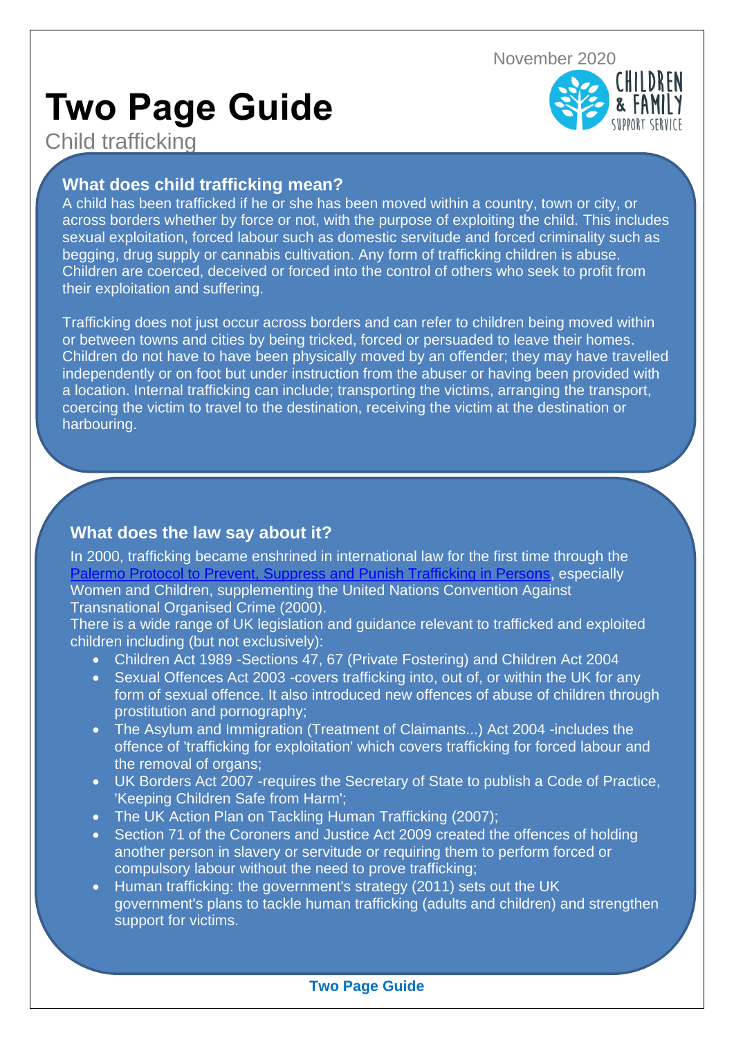November 2020

# Two Page Guide

Child trafficking

## What does child trafficking mean?

A child has been trafficked if he or she has been moved within a country, town or city, or across borders whether by force or not, with the purpose of exploiting the child. This includes sexual exploitation, forced labour such as domestic servitude and forced criminality such as begging, drug supply or cannabis cultivation. Any form of trafficking children is abuse. Children are coerced, deceived or forced into the control of others who seek to profit from their exploitation and suffering.

Trafficking does not just occur across borders and can refer to children being moved within or between towns and cities by being tricked, forced or persuaded to leave their homes. Children do not have to have been physically moved by an offender; they may have travelled independently or on foot but under instruction from the abuser or having been provided with a location. Internal trafficking can include; transporting the victims, arranging the transport, coercing the victim to travel to the destination, receiving the victim at the destination or harbouring.

## What does the law say about it?

In 2000, trafficking became enshrined in international law for the first time through the Palermo Protocol to Prevent, Suppress and Punish Trafficking in Persons, especially Women and Children, supplementing the United Nations Convention Against Transnational Organised Crime (2000).

There is a wide range of UK legislation and guidance relevant to trafficked and exploited children including (but not exclusively):

- Children Act 1989 -Sections 47, 67 (Private Fostering) and Children Act 2004
- Sexual Offences Act 2003 -covers trafficking into, out of, or within the UK for any form of sexual offence. It also introduced new offences of abuse of children through prostitution and pornography;
- The Asylum and Immigration (Treatment of Claimants...) Act 2004 -includes the offence of 'trafficking for exploitation' which covers trafficking for forced labour and the removal of organs;
- UK Borders Act 2007 -requires the Secretary of State to publish a Code of Practice, 'Keeping Children Safe from Harm';
- The UK Action Plan on Tackling Human Trafficking (2007);
- Section 71 of the Coroners and Justice Act 2009 created the offences of holding another person in slavery or servitude or requiring them to perform forced or compulsory labour without the need to prove trafficking;
- Human trafficking: the government's strategy (2011) sets out the UK government's plans to tackle human trafficking (adults and children) and strengthen support for victims.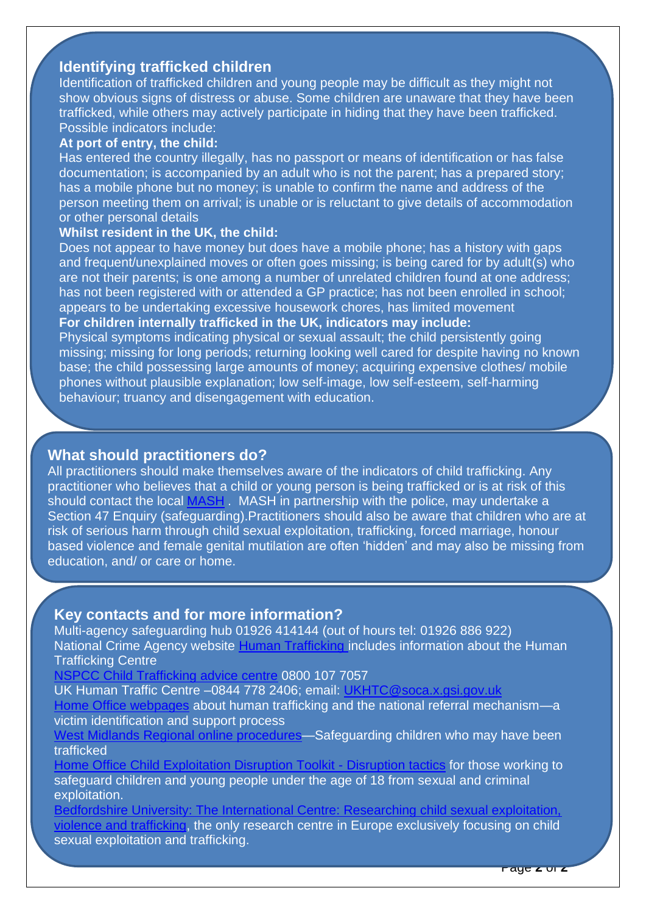## Identifying trafficked children

Identification of trafficked children and young people may be difficult as they might not show obvious signs of distress or abuse. Some children are unaware that they have been trafficked, while others may actively participate in hiding that they have been trafficked. Possible indicators include:

**At port of entry, the child:**

Has entered the country illegally, has no passport or means of identification or has false documentation; is accompanied by an adult who is not the parent; has a prepared story; has a mobile phone but no money; is unable to confirm the name and address of the person meeting them on arrival; is unable or is reluctant to give details of accommodation or other personal details

**Whilst resident in the UK, the child:**

Does not appear to have money but does have a mobile phone; has a history with gaps and frequent/unexplained moves or often goes missing; is being cared for by adult(s) who are not their parents; is one among a number of unrelated children found at one address; has not been registered with or attended a GP practice; has not been enrolled in school; appears to be undertaking excessive housework chores, has limited movement

**For children internally trafficked in the UK, indicators may include:**

Physical symptoms indicating physical or sexual assault; the child persistently going missing; missing for long periods; returning looking well cared for despite having no known base; the child possessing large amounts of money; acquiring expensive clothes/ mobile phones without plausible explanation; low self-image, low self-esteem, self-harming behaviour; truancy and disengagement with education.

## What should practitioners do?

All practitioners should make themselves aware of the indicators of child trafficking. Any practitioner who believes that a child or young person is being trafficked or is at risk of this should contact the local MASH . MASH in partnership with the police, may undertake a Section 47 Enquiry (safeguarding).Practitioners should also be aware that children who are at risk of serious harm through child sexual exploitation, trafficking, forced marriage, honour based violence and female genital mutilation are often 'hidden' and may also be missing from education, and/ or care or home.

## Key contacts and for more information?

Multi-agency safeguarding hub 01926 414144 (out of hours tel: 01926 886 922)

National Crime Agency website Human Trafficking includes information about the Human Trafficking Centre

NSPCC Child Trafficking advice centre 0800 107 7057

UK Human Traffic Centre –0844 778 2406; email: UKHTC@soca.x.gsi.gov.uk

Home Office webpages about human trafficking and the national referral mechanism—a victim identification and support process

West Midlands Regional online procedures—Safeguarding children who may have been trafficked

Home Office Child Exploitation Disruption Toolkit - Disruption tactics for those working to safeguard children and young people under the age of 18 from sexual and criminal exploitation.

Bedfordshire University: The International Centre: Researching child sexual exploitation, violence and trafficking, the only research centre in Europe exclusively focusing on child sexual exploitation and trafficking.